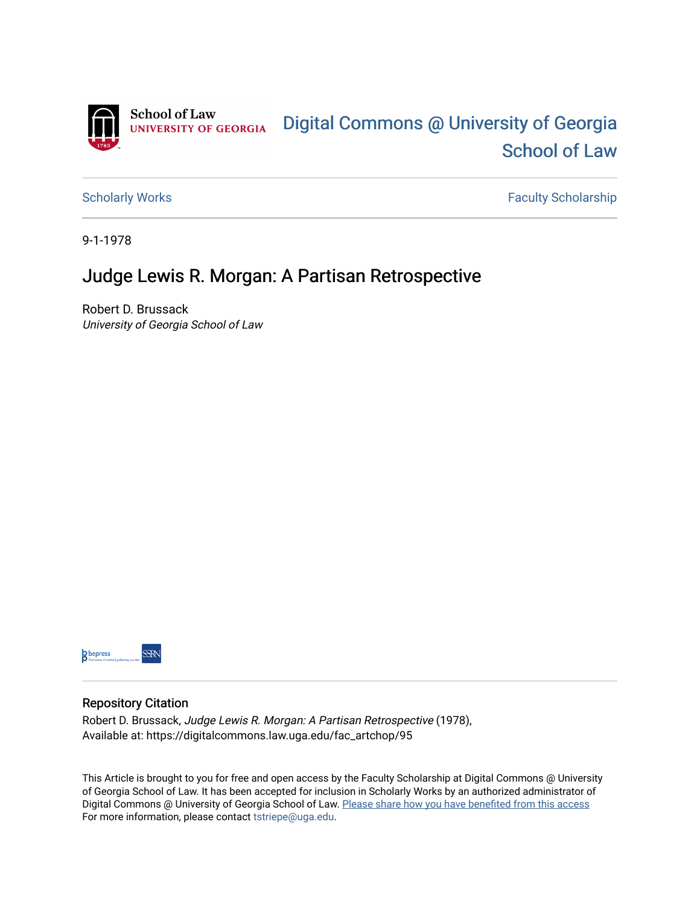School of Law
UNIVERSITY OF GEORGIA

# Digital Commons @ University of Georgia School of Law

Scholarly Works | Faculty Scholarship

9-1-1978

## Judge Lewis R. Morgan: A Partisan Retrospective

Robert D. Brussack
*University of Georgia School of Law*

### Repository Citation

Robert D. Brussack, *Judge Lewis R. Morgan: A Partisan Retrospective* (1978),
Available at: https://digitalcommons.law.uga.edu/fac_artchop/95

This Article is brought to you for free and open access by the Faculty Scholarship at Digital Commons @ University of Georgia School of Law. It has been accepted for inclusion in Scholarly Works by an authorized administrator of Digital Commons @ University of Georgia School of Law. Please share how you have benefited from this access
For more information, please contact tstriepe@uga.edu.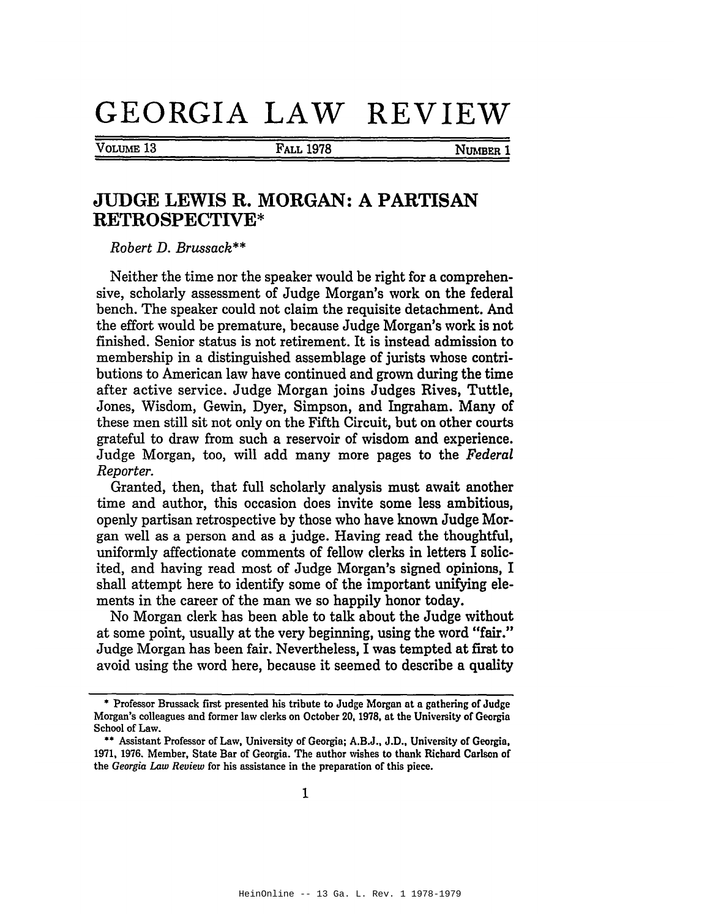# GEORGIA LAW REVIEW

VOLUME 13 — FALL 1978 — NUMBER 1

## JUDGE LEWIS R. MORGAN: A PARTISAN RETROSPECTIVE*

*Robert D. Brussack***

Neither the time nor the speaker would be right for a comprehensive, scholarly assessment of Judge Morgan's work on the federal bench. The speaker could not claim the requisite detachment. And the effort would be premature, because Judge Morgan's work is not finished. Senior status is not retirement. It is instead admission to membership in a distinguished assemblage of jurists whose contributions to American law have continued and grown during the time after active service. Judge Morgan joins Judges Rives, Tuttle, Jones, Wisdom, Gewin, Dyer, Simpson, and Ingraham. Many of these men still sit not only on the Fifth Circuit, but on other courts grateful to draw from such a reservoir of wisdom and experience. Judge Morgan, too, will add many more pages to the *Federal Reporter.*

Granted, then, that full scholarly analysis must await another time and author, this occasion does invite some less ambitious, openly partisan retrospective by those who have known Judge Morgan well as a person and as a judge. Having read the thoughtful, uniformly affectionate comments of fellow clerks in letters I solicited, and having read most of Judge Morgan's signed opinions, I shall attempt here to identify some of the important unifying elements in the career of the man we so happily honor today.

No Morgan clerk has been able to talk about the Judge without at some point, usually at the very beginning, using the word "fair." Judge Morgan has been fair. Nevertheless, I was tempted at first to avoid using the word here, because it seemed to describe a quality

---

\* Professor Brussack first presented his tribute to Judge Morgan at a gathering of Judge Morgan's colleagues and former law clerks on October 20, 1978, at the University of Georgia School of Law.

\*\* Assistant Professor of Law, University of Georgia; A.B.J., J.D., University of Georgia, 1971, 1976. Member, State Bar of Georgia. The author wishes to thank Richard Carlson of the *Georgia Law Review* for his assistance in the preparation of this piece.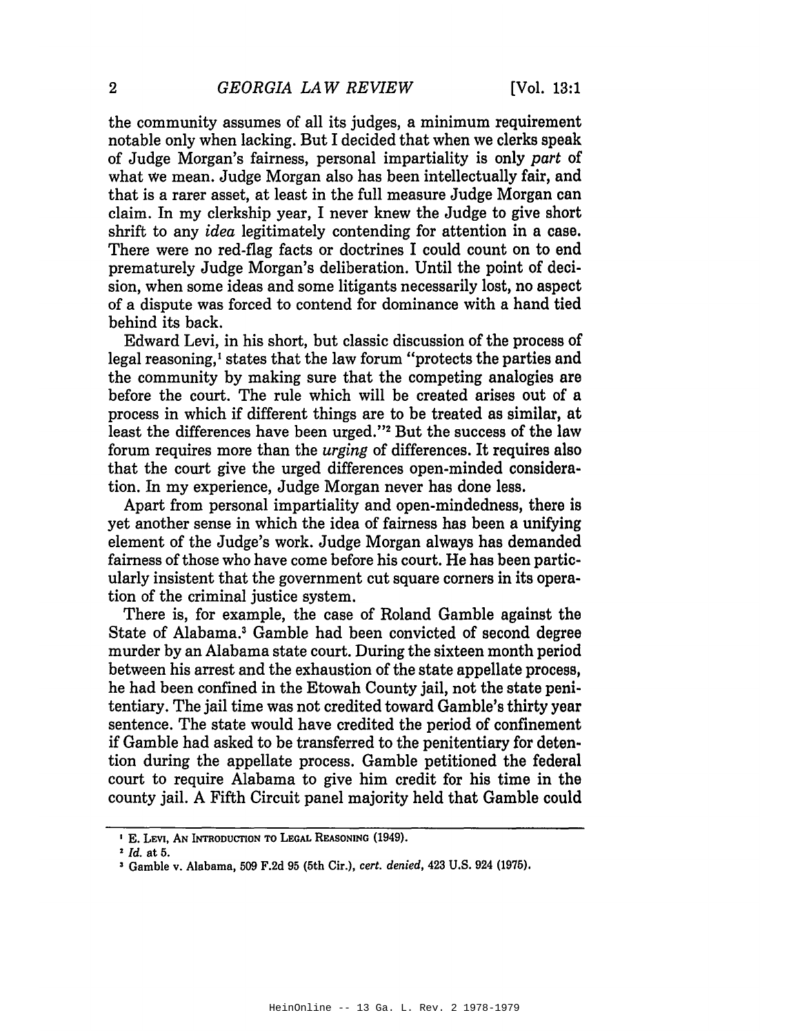the community assumes of all its judges, a minimum requirement notable only when lacking. But I decided that when we clerks speak of Judge Morgan's fairness, personal impartiality is only *part* of what we mean. Judge Morgan also has been intellectually fair, and that is a rarer asset, at least in the full measure Judge Morgan can claim. In my clerkship year, I never knew the Judge to give short shrift to any *idea* legitimately contending for attention in a case. There were no red-flag facts or doctrines I could count on to end prematurely Judge Morgan's deliberation. Until the point of decision, when some ideas and some litigants necessarily lost, no aspect of a dispute was forced to contend for dominance with a hand tied behind its back.

Edward Levi, in his short, but classic discussion of the process of legal reasoning,[1] states that the law forum "protects the parties and the community by making sure that the competing analogies are before the court. The rule which will be created arises out of a process in which if different things are to be treated as similar, at least the differences have been urged."[2] But the success of the law forum requires more than the *urging* of differences. It requires also that the court give the urged differences open-minded consideration. In my experience, Judge Morgan never has done less.

Apart from personal impartiality and open-mindedness, there is yet another sense in which the idea of fairness has been a unifying element of the Judge's work. Judge Morgan always has demanded fairness of those who have come before his court. He has been particularly insistent that the government cut square corners in its operation of the criminal justice system.

There is, for example, the case of Roland Gamble against the State of Alabama.[3] Gamble had been convicted of second degree murder by an Alabama state court. During the sixteen month period between his arrest and the exhaustion of the state appellate process, he had been confined in the Etowah County jail, not the state penitentiary. The jail time was not credited toward Gamble's thirty year sentence. The state would have credited the period of confinement if Gamble had asked to be transferred to the penitentiary for detention during the appellate process. Gamble petitioned the federal court to require Alabama to give him credit for his time in the county jail. A Fifth Circuit panel majority held that Gamble could

---

[1] E. Levi, An Introduction to Legal Reasoning (1949).

[2] *Id.* at 5.

[3] Gamble v. Alabama, 509 F.2d 95 (5th Cir.), *cert. denied*, 423 U.S. 924 (1975).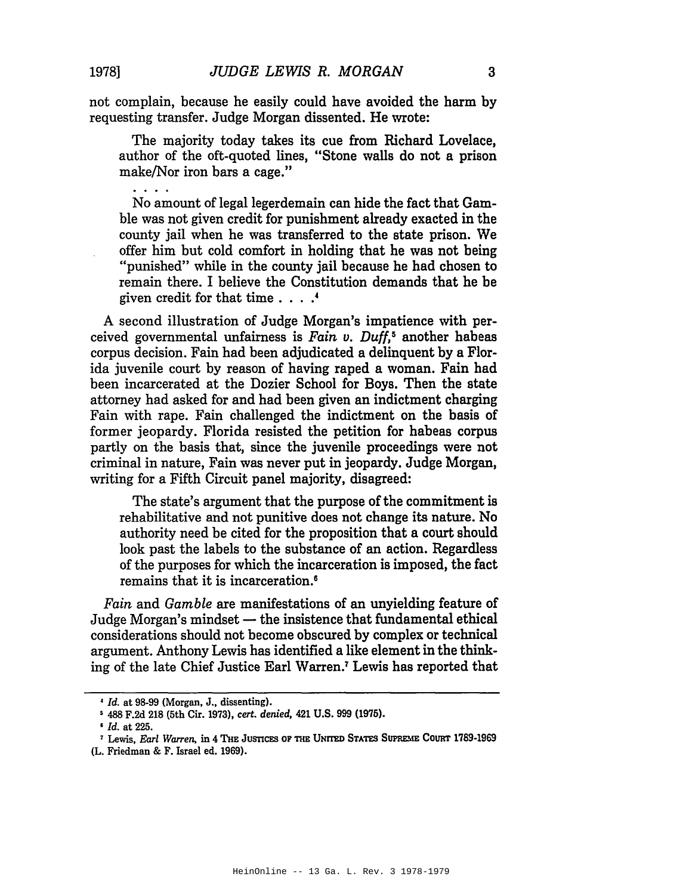not complain, because he easily could have avoided the harm by requesting transfer. Judge Morgan dissented. He wrote:

> The majority today takes its cue from Richard Lovelace, author of the oft-quoted lines, "Stone walls do not a prison make/Nor iron bars a cage."
>
> . . . .
>
> No amount of legal legerdemain can hide the fact that Gamble was not given credit for punishment already exacted in the county jail when he was transferred to the state prison. We offer him but cold comfort in holding that he was not being "punished" while in the county jail because he had chosen to remain there. I believe the Constitution demands that he be given credit for that time . . . .[4]

A second illustration of Judge Morgan's impatience with perceived governmental unfairness is *Fain v. Duff*,[5] another habeas corpus decision. Fain had been adjudicated a delinquent by a Florida juvenile court by reason of having raped a woman. Fain had been incarcerated at the Dozier School for Boys. Then the state attorney had asked for and had been given an indictment charging Fain with rape. Fain challenged the indictment on the basis of former jeopardy. Florida resisted the petition for habeas corpus partly on the basis that, since the juvenile proceedings were not criminal in nature, Fain was never put in jeopardy. Judge Morgan, writing for a Fifth Circuit panel majority, disagreed:

> The state's argument that the purpose of the commitment is rehabilitative and not punitive does not change its nature. No authority need be cited for the proposition that a court should look past the labels to the substance of an action. Regardless of the purposes for which the incarceration is imposed, the fact remains that it is incarceration.[6]

*Fain* and *Gamble* are manifestations of an unyielding feature of Judge Morgan's mindset — the insistence that fundamental ethical considerations should not become obscured by complex or technical argument. Anthony Lewis has identified a like element in the thinking of the late Chief Justice Earl Warren.[7] Lewis has reported that

---

[4] *Id.* at 98-99 (Morgan, J., dissenting).

[5] 488 F.2d 218 (5th Cir. 1973), *cert. denied*, 421 U.S. 999 (1975).

[6] *Id.* at 225.

[7] Lewis, *Earl Warren*, in 4 The Justices of the United States Supreme Court 1789-1969 (L. Friedman & F. Israel ed. 1969).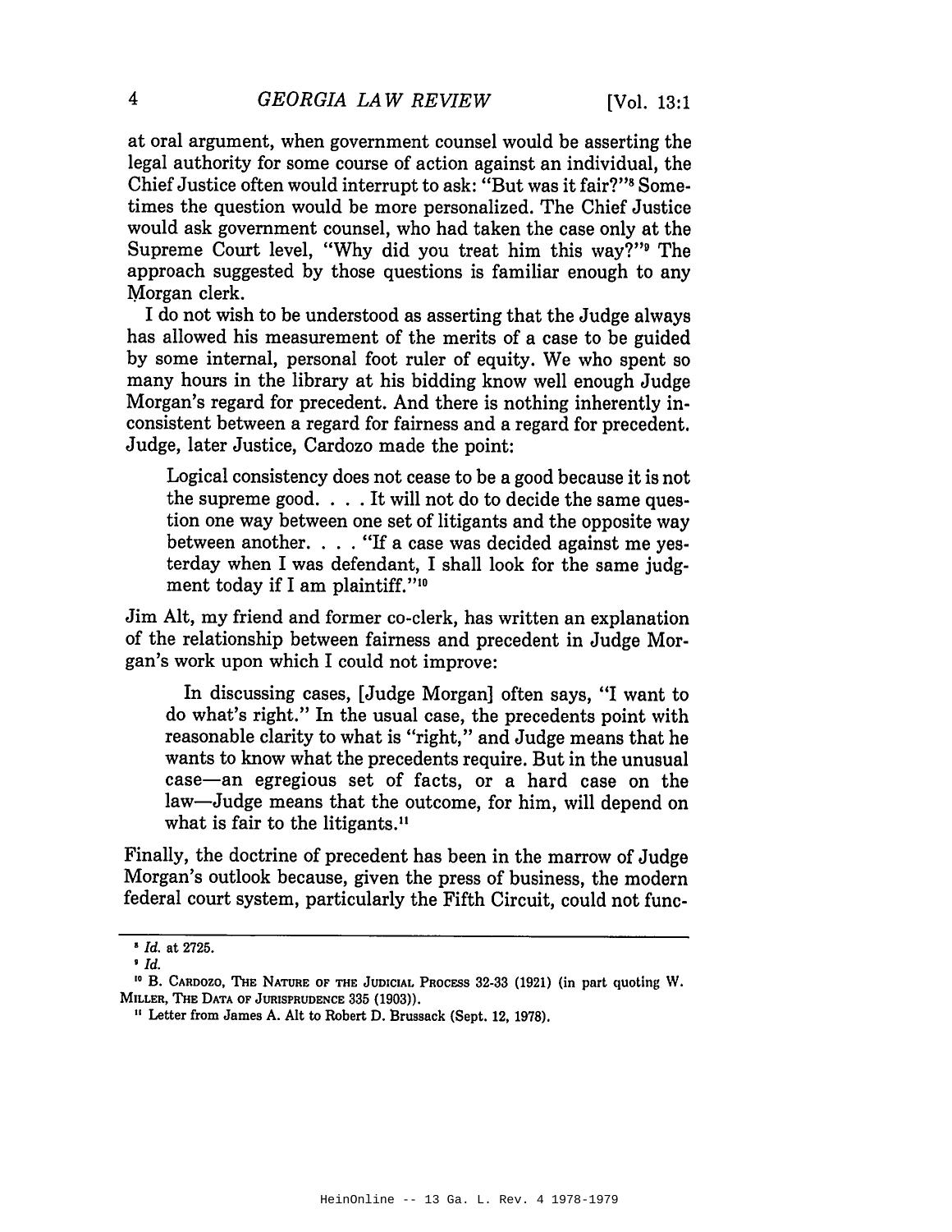at oral argument, when government counsel would be asserting the legal authority for some course of action against an individual, the Chief Justice often would interrupt to ask: "But was it fair?"[8] Sometimes the question would be more personalized. The Chief Justice would ask government counsel, who had taken the case only at the Supreme Court level, "Why did you treat him this way?"[9] The approach suggested by those questions is familiar enough to any Morgan clerk.

I do not wish to be understood as asserting that the Judge always has allowed his measurement of the merits of a case to be guided by some internal, personal foot ruler of equity. We who spent so many hours in the library at his bidding know well enough Judge Morgan's regard for precedent. And there is nothing inherently inconsistent between a regard for fairness and a regard for precedent. Judge, later Justice, Cardozo made the point:

> Logical consistency does not cease to be a good because it is not the supreme good. . . . It will not do to decide the same question one way between one set of litigants and the opposite way between another. . . . "If a case was decided against me yesterday when I was defendant, I shall look for the same judgment today if I am plaintiff."[10]

Jim Alt, my friend and former co-clerk, has written an explanation of the relationship between fairness and precedent in Judge Morgan's work upon which I could not improve:

> In discussing cases, [Judge Morgan] often says, "I want to do what's right." In the usual case, the precedents point with reasonable clarity to what is "right," and Judge means that he wants to know what the precedents require. But in the unusual case—an egregious set of facts, or a hard case on the law—Judge means that the outcome, for him, will depend on what is fair to the litigants.[11]

Finally, the doctrine of precedent has been in the marrow of Judge Morgan's outlook because, given the press of business, the modern federal court system, particularly the Fifth Circuit, could not func-

---

[8] *Id.* at 2725.

[9] *Id.*

[10] B. Cardozo, The Nature of the Judicial Process 32-33 (1921) (in part quoting W. Miller, The Data of Jurisprudence 335 (1903)).

[11] Letter from James A. Alt to Robert D. Brussack (Sept. 12, 1978).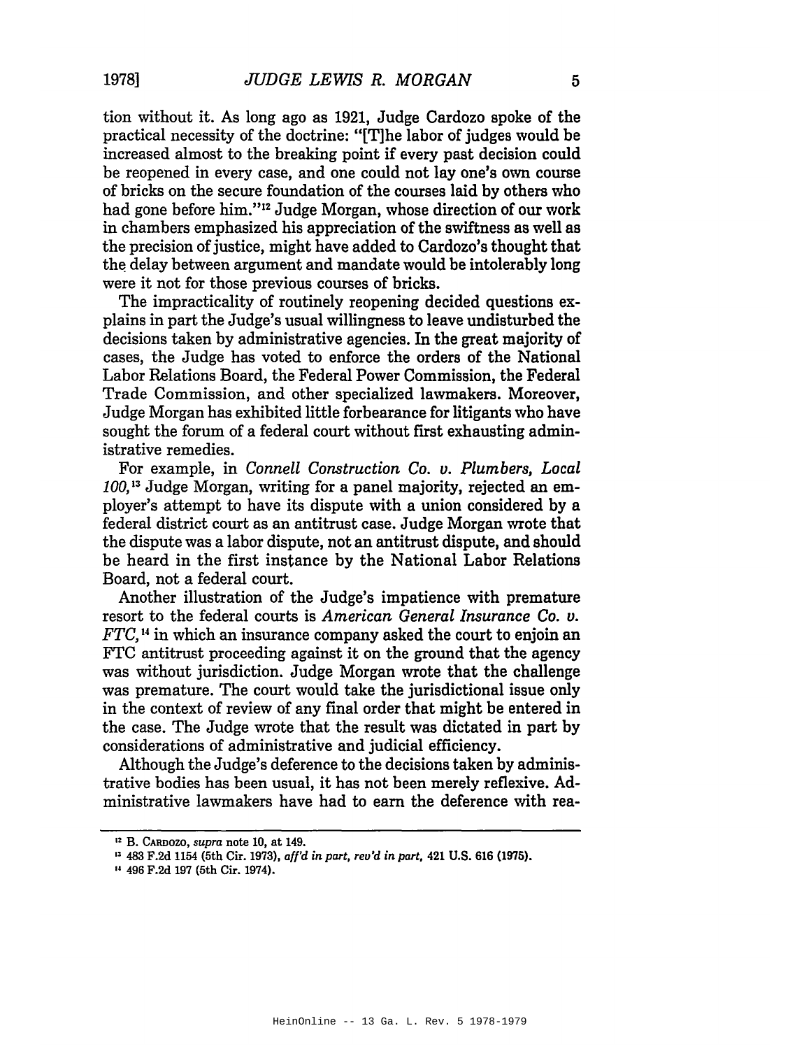tion without it. As long ago as 1921, Judge Cardozo spoke of the practical necessity of the doctrine: "[T]he labor of judges would be increased almost to the breaking point if every past decision could be reopened in every case, and one could not lay one's own course of bricks on the secure foundation of the courses laid by others who had gone before him."[12] Judge Morgan, whose direction of our work in chambers emphasized his appreciation of the swiftness as well as the precision of justice, might have added to Cardozo's thought that the delay between argument and mandate would be intolerably long were it not for those previous courses of bricks.

The impracticality of routinely reopening decided questions explains in part the Judge's usual willingness to leave undisturbed the decisions taken by administrative agencies. In the great majority of cases, the Judge has voted to enforce the orders of the National Labor Relations Board, the Federal Power Commission, the Federal Trade Commission, and other specialized lawmakers. Moreover, Judge Morgan has exhibited little forbearance for litigants who have sought the forum of a federal court without first exhausting administrative remedies.

For example, in *Connell Construction Co. v. Plumbers, Local 100,*[13] Judge Morgan, writing for a panel majority, rejected an employer's attempt to have its dispute with a union considered by a federal district court as an antitrust case. Judge Morgan wrote that the dispute was a labor dispute, not an antitrust dispute, and should be heard in the first instance by the National Labor Relations Board, not a federal court.

Another illustration of the Judge's impatience with premature resort to the federal courts is *American General Insurance Co. v. FTC,*[14] in which an insurance company asked the court to enjoin an FTC antitrust proceeding against it on the ground that the agency was without jurisdiction. Judge Morgan wrote that the challenge was premature. The court would take the jurisdictional issue only in the context of review of any final order that might be entered in the case. The Judge wrote that the result was dictated in part by considerations of administrative and judicial efficiency.

Although the Judge's deference to the decisions taken by administrative bodies has been usual, it has not been merely reflexive. Administrative lawmakers have had to earn the deference with rea-

---

[12] B. CARDOZO, *supra* note 10, at 149.

[13] 483 F.2d 1154 (5th Cir. 1973), *aff'd in part, rev'd in part,* 421 U.S. 616 (1975).

[14] 496 F.2d 197 (5th Cir. 1974).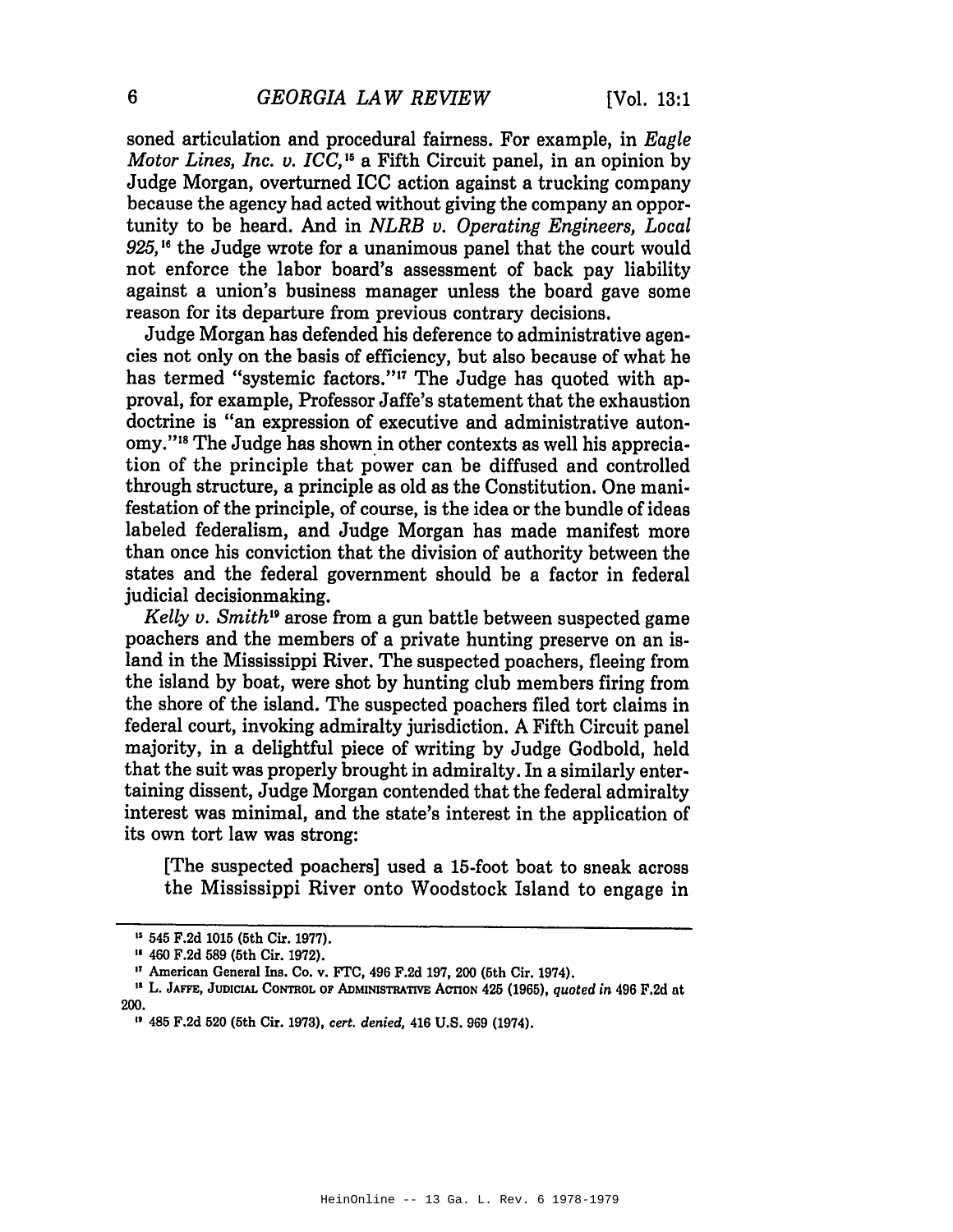soned articulation and procedural fairness. For example, in *Eagle Motor Lines, Inc. v. ICC*,[15] a Fifth Circuit panel, in an opinion by Judge Morgan, overturned ICC action against a trucking company because the agency had acted without giving the company an opportunity to be heard. And in *NLRB v. Operating Engineers, Local 925*,[16] the Judge wrote for a unanimous panel that the court would not enforce the labor board's assessment of back pay liability against a union's business manager unless the board gave some reason for its departure from previous contrary decisions.

Judge Morgan has defended his deference to administrative agencies not only on the basis of efficiency, but also because of what he has termed "systemic factors."[17] The Judge has quoted with approval, for example, Professor Jaffe's statement that the exhaustion doctrine is "an expression of executive and administrative autonomy."[18] The Judge has shown in other contexts as well his appreciation of the principle that power can be diffused and controlled through structure, a principle as old as the Constitution. One manifestation of the principle, of course, is the idea or the bundle of ideas labeled federalism, and Judge Morgan has made manifest more than once his conviction that the division of authority between the states and the federal government should be a factor in federal judicial decisionmaking.

*Kelly v. Smith*[19] arose from a gun battle between suspected game poachers and the members of a private hunting preserve on an island in the Mississippi River. The suspected poachers, fleeing from the island by boat, were shot by hunting club members firing from the shore of the island. The suspected poachers filed tort claims in federal court, invoking admiralty jurisdiction. A Fifth Circuit panel majority, in a delightful piece of writing by Judge Godbold, held that the suit was properly brought in admiralty. In a similarly entertaining dissent, Judge Morgan contended that the federal admiralty interest was minimal, and the state's interest in the application of its own tort law was strong:

> [The suspected poachers] used a 15-foot boat to sneak across the Mississippi River onto Woodstock Island to engage in

---

[15] 545 F.2d 1015 (5th Cir. 1977).

[16] 460 F.2d 589 (5th Cir. 1972).

[17] American General Ins. Co. v. FTC, 496 F.2d 197, 200 (5th Cir. 1974).

[18] L. JAFFE, JUDICIAL CONTROL OF ADMINISTRATIVE ACTION 425 (1965), *quoted in* 496 F.2d at 200.

[19] 485 F.2d 520 (5th Cir. 1973), *cert. denied*, 416 U.S. 969 (1974).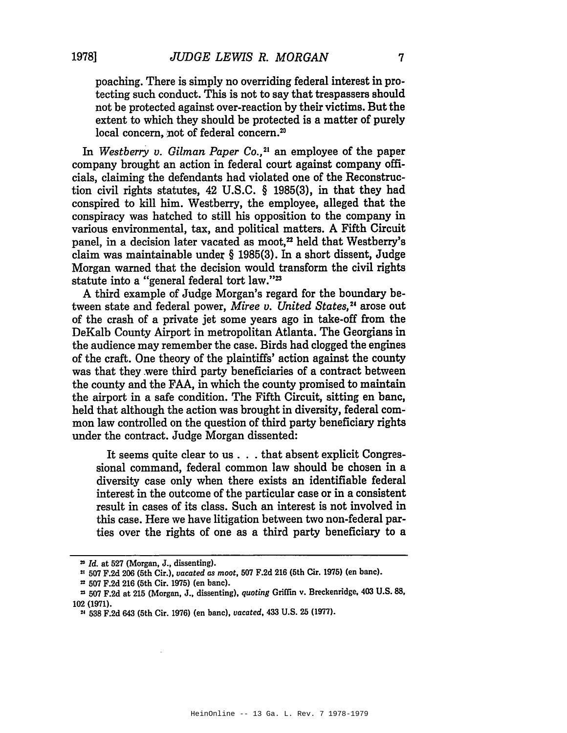poaching. There is simply no overriding federal interest in protecting such conduct. This is not to say that trespassers should not be protected against over-reaction by their victims. But the extent to which they should be protected is a matter of purely local concern, not of federal concern.[20]

In *Westberry v. Gilman Paper Co.*,[21] an employee of the paper company brought an action in federal court against company officials, claiming the defendants had violated one of the Reconstruction civil rights statutes, 42 U.S.C. § 1985(3), in that they had conspired to kill him. Westberry, the employee, alleged that the conspiracy was hatched to still his opposition to the company in various environmental, tax, and political matters. A Fifth Circuit panel, in a decision later vacated as moot,[22] held that Westberry's claim was maintainable under § 1985(3). In a short dissent, Judge Morgan warned that the decision would transform the civil rights statute into a "general federal tort law."[23]

A third example of Judge Morgan's regard for the boundary between state and federal power, *Miree v. United States*,[24] arose out of the crash of a private jet some years ago in take-off from the DeKalb County Airport in metropolitan Atlanta. The Georgians in the audience may remember the case. Birds had clogged the engines of the craft. One theory of the plaintiffs' action against the county was that they were third party beneficiaries of a contract between the county and the FAA, in which the county promised to maintain the airport in a safe condition. The Fifth Circuit, sitting en banc, held that although the action was brought in diversity, federal common law controlled on the question of third party beneficiary rights under the contract. Judge Morgan dissented:

> It seems quite clear to us . . . that absent explicit Congressional command, federal common law should be chosen in a diversity case only when there exists an identifiable federal interest in the outcome of the particular case or in a consistent result in cases of its class. Such an interest is not involved in this case. Here we have litigation between two non-federal parties over the rights of one as a third party beneficiary to a

---

[20] *Id.* at 527 (Morgan, J., dissenting).

[21] 507 F.2d 206 (5th Cir.), *vacated as moot*, 507 F.2d 216 (5th Cir. 1975) (en banc).

[22] 507 F.2d 216 (5th Cir. 1975) (en banc).

[23] 507 F.2d at 215 (Morgan, J., dissenting), *quoting* Griffin v. Breckenridge, 403 U.S. 88, 102 (1971).

[24] 538 F.2d 643 (5th Cir. 1976) (en banc), *vacated*, 433 U.S. 25 (1977).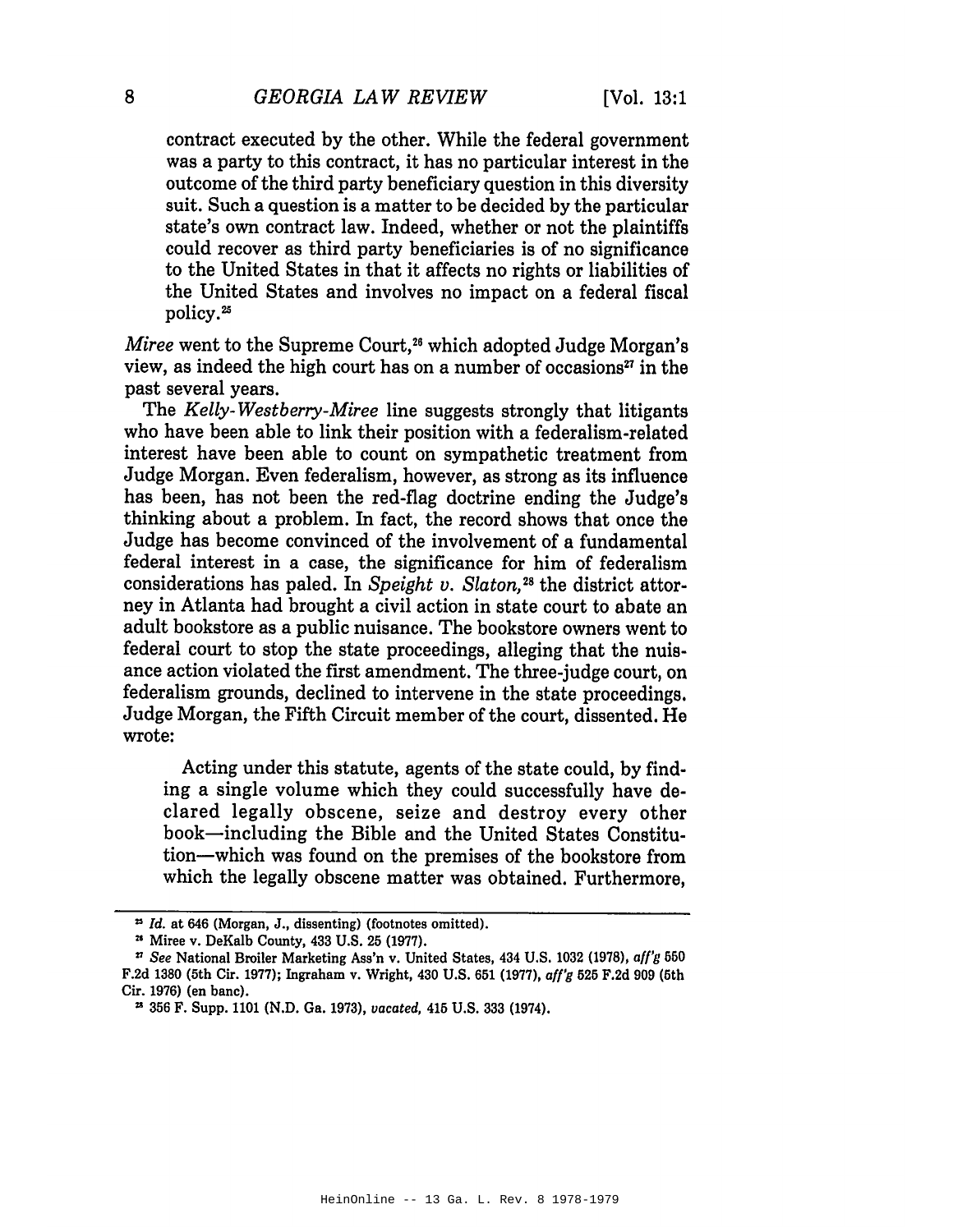contract executed by the other. While the federal government was a party to this contract, it has no particular interest in the outcome of the third party beneficiary question in this diversity suit. Such a question is a matter to be decided by the particular state's own contract law. Indeed, whether or not the plaintiffs could recover as third party beneficiaries is of no significance to the United States in that it affects no rights or liabilities of the United States and involves no impact on a federal fiscal policy.[25]

*Miree* went to the Supreme Court,[26] which adopted Judge Morgan's view, as indeed the high court has on a number of occasions[27] in the past several years.

The *Kelly-Westberry-Miree* line suggests strongly that litigants who have been able to link their position with a federalism-related interest have been able to count on sympathetic treatment from Judge Morgan. Even federalism, however, as strong as its influence has been, has not been the red-flag doctrine ending the Judge's thinking about a problem. In fact, the record shows that once the Judge has become convinced of the involvement of a fundamental federal interest in a case, the significance for him of federalism considerations has paled. In *Speight v. Slaton,*[28] the district attorney in Atlanta had brought a civil action in state court to abate an adult bookstore as a public nuisance. The bookstore owners went to federal court to stop the state proceedings, alleging that the nuisance action violated the first amendment. The three-judge court, on federalism grounds, declined to intervene in the state proceedings. Judge Morgan, the Fifth Circuit member of the court, dissented. He wrote:

> Acting under this statute, agents of the state could, by finding a single volume which they could successfully have declared legally obscene, seize and destroy every other book—including the Bible and the United States Constitution—which was found on the premises of the bookstore from which the legally obscene matter was obtained. Furthermore,

---

[25] *Id.* at 646 (Morgan, J., dissenting) (footnotes omitted).

[26] Miree v. DeKalb County, 433 U.S. 25 (1977).

[27] *See* National Broiler Marketing Ass'n v. United States, 434 U.S. 1032 (1978), *aff'g* 550 F.2d 1380 (5th Cir. 1977); Ingraham v. Wright, 430 U.S. 651 (1977), *aff'g* 525 F.2d 909 (5th Cir. 1976) (en banc).

[28] 356 F. Supp. 1101 (N.D. Ga. 1973), *vacated,* 415 U.S. 333 (1974).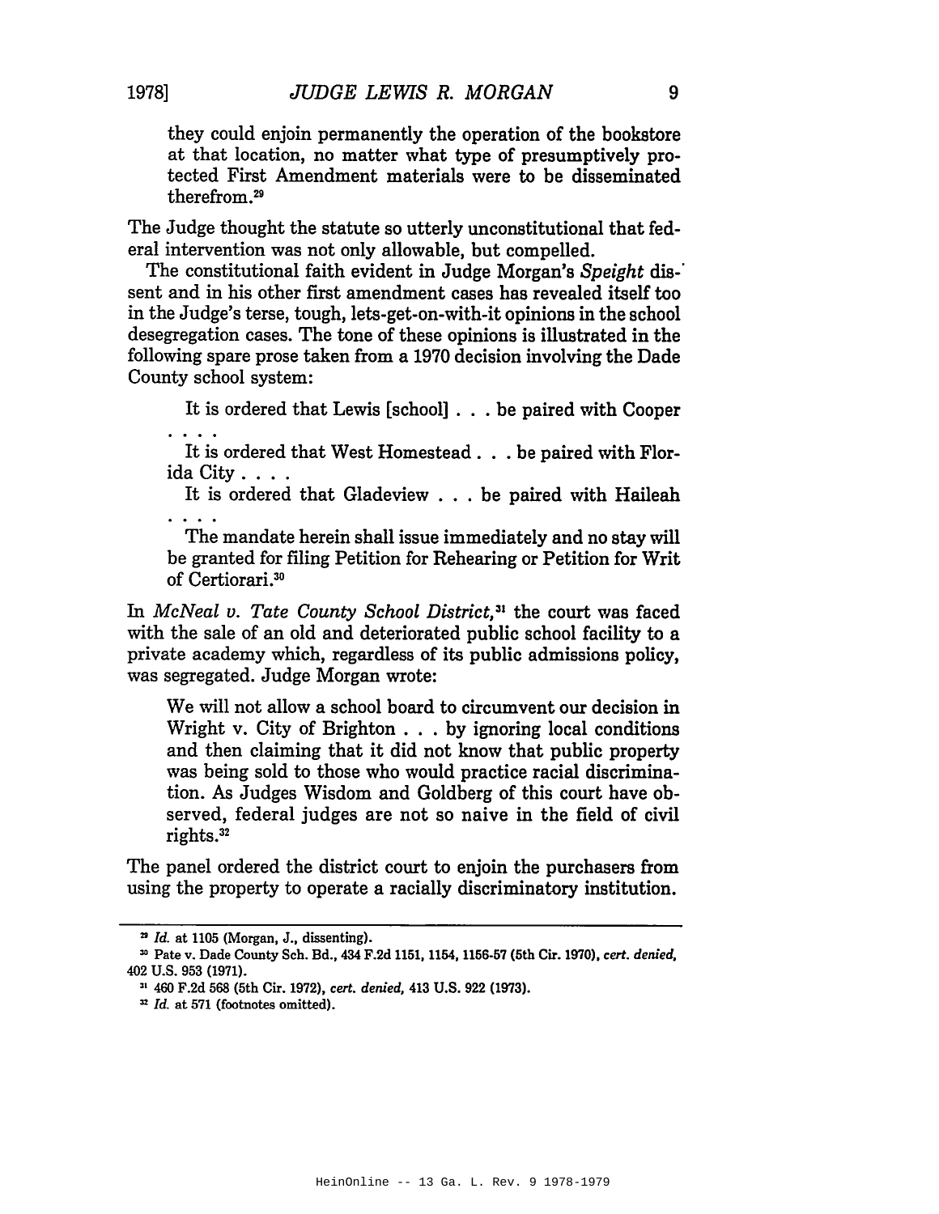they could enjoin permanently the operation of the bookstore at that location, no matter what type of presumptively protected First Amendment materials were to be disseminated therefrom.[29]

The Judge thought the statute so utterly unconstitutional that federal intervention was not only allowable, but compelled.

The constitutional faith evident in Judge Morgan's *Speight* dissent and in his other first amendment cases has revealed itself too in the Judge's terse, tough, lets-get-on-with-it opinions in the school desegregation cases. The tone of these opinions is illustrated in the following spare prose taken from a 1970 decision involving the Dade County school system:

> It is ordered that Lewis [school] . . . be paired with Cooper . . . .
>
> It is ordered that West Homestead . . . be paired with Florida City . . . .
>
> It is ordered that Gladeview . . . be paired with Haileah . . . .
>
> The mandate herein shall issue immediately and no stay will be granted for filing Petition for Rehearing or Petition for Writ of Certiorari.[30]

In *McNeal v. Tate County School District,*[31] the court was faced with the sale of an old and deteriorated public school facility to a private academy which, regardless of its public admissions policy, was segregated. Judge Morgan wrote:

> We will not allow a school board to circumvent our decision in Wright v. City of Brighton . . . by ignoring local conditions and then claiming that it did not know that public property was being sold to those who would practice racial discrimination. As Judges Wisdom and Goldberg of this court have observed, federal judges are not so naive in the field of civil rights.[32]

The panel ordered the district court to enjoin the purchasers from using the property to operate a racially discriminatory institution.

---

[29] *Id.* at 1105 (Morgan, J., dissenting).

[30] Pate v. Dade County Sch. Bd., 434 F.2d 1151, 1154, 1156-57 (5th Cir. 1970), *cert. denied,* 402 U.S. 953 (1971).

[31] 460 F.2d 568 (5th Cir. 1972), *cert. denied,* 413 U.S. 922 (1973).

[32] *Id.* at 571 (footnotes omitted).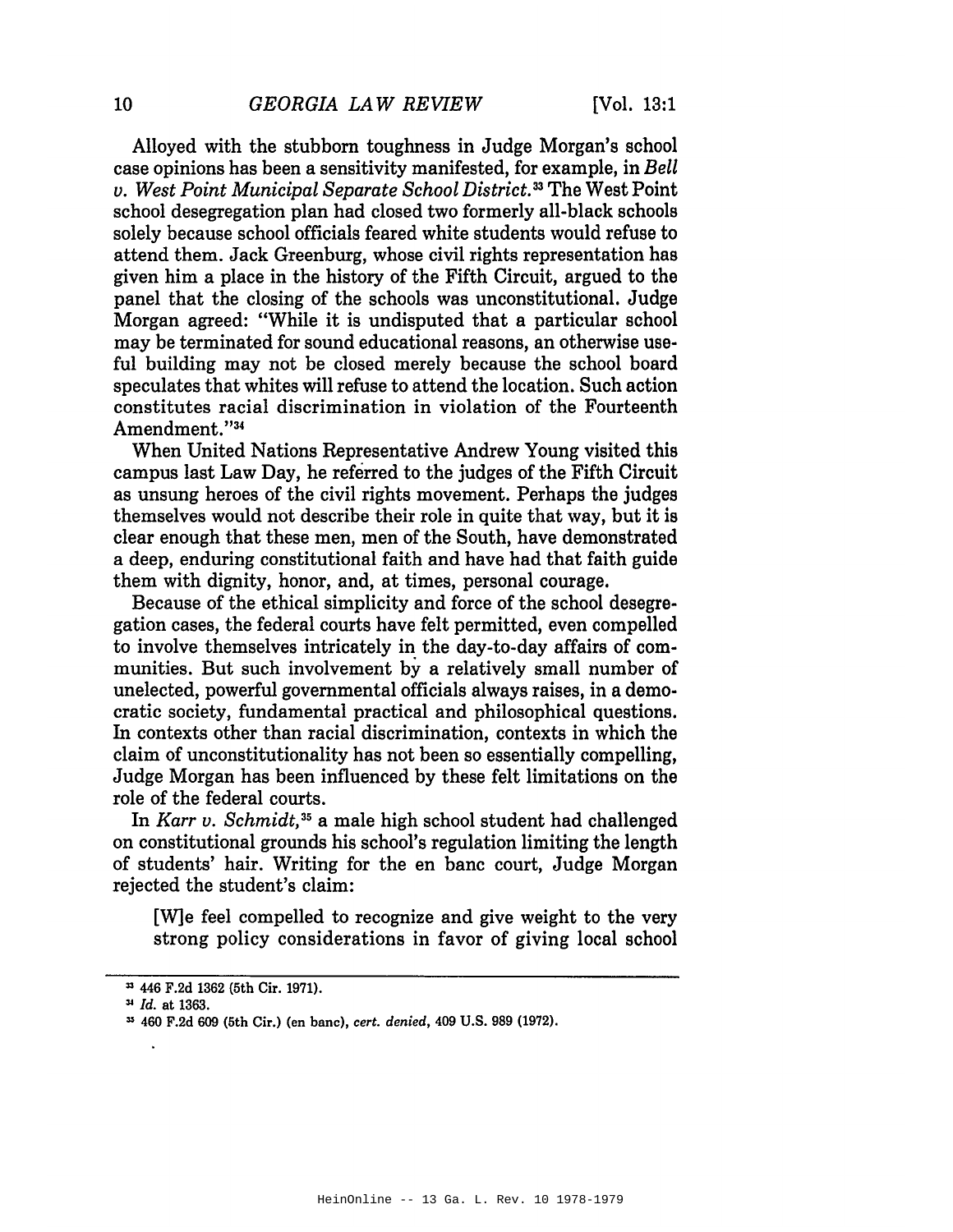Alloyed with the stubborn toughness in Judge Morgan's school case opinions has been a sensitivity manifested, for example, in *Bell v. West Point Municipal Separate School District.*[33] The West Point school desegregation plan had closed two formerly all-black schools solely because school officials feared white students would refuse to attend them. Jack Greenburg, whose civil rights representation has given him a place in the history of the Fifth Circuit, argued to the panel that the closing of the schools was unconstitutional. Judge Morgan agreed: "While it is undisputed that a particular school may be terminated for sound educational reasons, an otherwise useful building may not be closed merely because the school board speculates that whites will refuse to attend the location. Such action constitutes racial discrimination in violation of the Fourteenth Amendment."[34]

When United Nations Representative Andrew Young visited this campus last Law Day, he referred to the judges of the Fifth Circuit as unsung heroes of the civil rights movement. Perhaps the judges themselves would not describe their role in quite that way, but it is clear enough that these men, men of the South, have demonstrated a deep, enduring constitutional faith and have had that faith guide them with dignity, honor, and, at times, personal courage.

Because of the ethical simplicity and force of the school desegregation cases, the federal courts have felt permitted, even compelled to involve themselves intricately in the day-to-day affairs of communities. But such involvement by a relatively small number of unelected, powerful governmental officials always raises, in a democratic society, fundamental practical and philosophical questions. In contexts other than racial discrimination, contexts in which the claim of unconstitutionality has not been so essentially compelling, Judge Morgan has been influenced by these felt limitations on the role of the federal courts.

In *Karr v. Schmidt,*[35] a male high school student had challenged on constitutional grounds his school's regulation limiting the length of students' hair. Writing for the en banc court, Judge Morgan rejected the student's claim:

> [W]e feel compelled to recognize and give weight to the very strong policy considerations in favor of giving local school

---

[33] 446 F.2d 1362 (5th Cir. 1971).

[34] *Id.* at 1363.

[35] 460 F.2d 609 (5th Cir.) (en banc), *cert. denied*, 409 U.S. 989 (1972).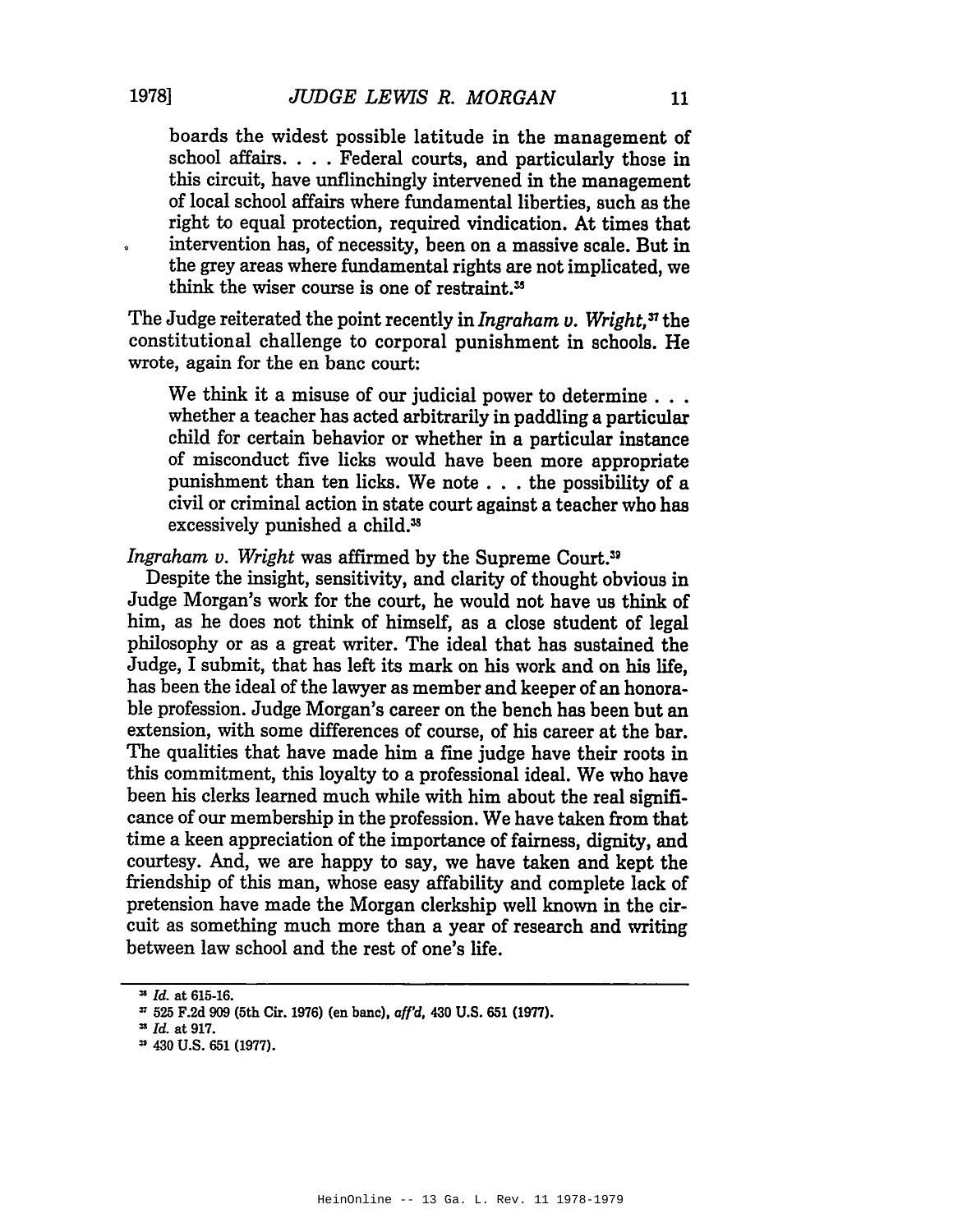> boards the widest possible latitude in the management of school affairs. . . . Federal courts, and particularly those in this circuit, have unflinchingly intervened in the management of local school affairs where fundamental liberties, such as the right to equal protection, required vindication. At times that intervention has, of necessity, been on a massive scale. But in the grey areas where fundamental rights are not implicated, we think the wiser course is one of restraint.[36]

The Judge reiterated the point recently in *Ingraham v. Wright*,[37] the constitutional challenge to corporal punishment in schools. He wrote, again for the en banc court:

> We think it a misuse of our judicial power to determine . . . whether a teacher has acted arbitrarily in paddling a particular child for certain behavior or whether in a particular instance of misconduct five licks would have been more appropriate punishment than ten licks. We note . . . the possibility of a civil or criminal action in state court against a teacher who has excessively punished a child.[38]

*Ingraham v. Wright* was affirmed by the Supreme Court.[39]

Despite the insight, sensitivity, and clarity of thought obvious in Judge Morgan's work for the court, he would not have us think of him, as he does not think of himself, as a close student of legal philosophy or as a great writer. The ideal that has sustained the Judge, I submit, that has left its mark on his work and on his life, has been the ideal of the lawyer as member and keeper of an honorable profession. Judge Morgan's career on the bench has been but an extension, with some differences of course, of his career at the bar. The qualities that have made him a fine judge have their roots in this commitment, this loyalty to a professional ideal. We who have been his clerks learned much while with him about the real significance of our membership in the profession. We have taken from that time a keen appreciation of the importance of fairness, dignity, and courtesy. And, we are happy to say, we have taken and kept the friendship of this man, whose easy affability and complete lack of pretension have made the Morgan clerkship well known in the circuit as something much more than a year of research and writing between law school and the rest of one's life.

---

[36] *Id.* at 615-16.

[37] 525 F.2d 909 (5th Cir. 1976) (en banc), *aff'd*, 430 U.S. 651 (1977).

[38] *Id.* at 917.

[39] 430 U.S. 651 (1977).